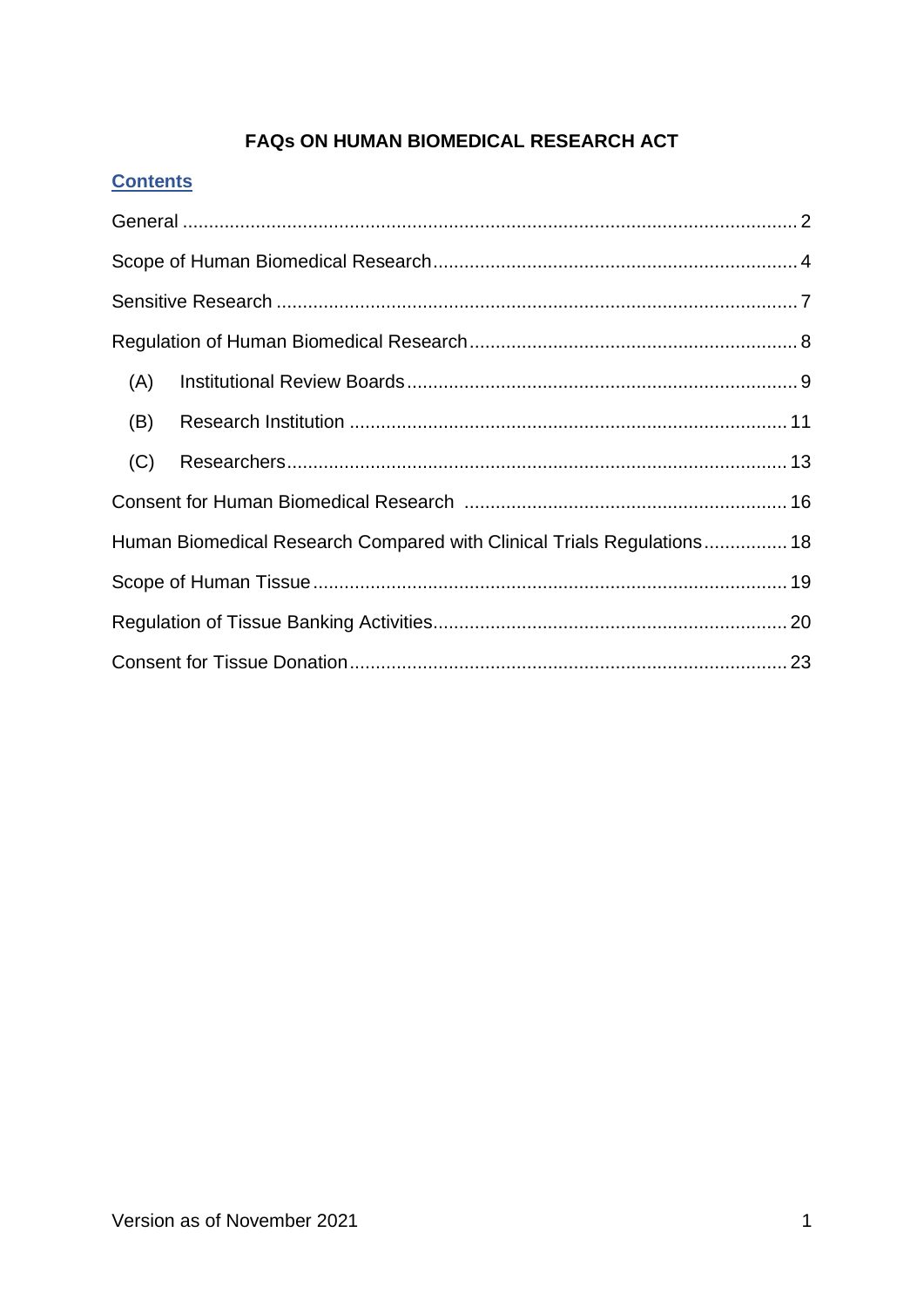# FAQs ON HUMAN BIOMEDICAL RESEARCH ACT

## Contents

General .................................................................................................................. 2

Scope of Human Biomedical Research ..................................................................... 4

Sensitive Research .................................................................................................. 7

Regulation of Human Biomedical Research .............................................................. 8

- (A) Institutional Review Boards .......................................................................... 9
- (B) Research Institution .................................................................................... 11
- (C) Researchers ................................................................................................ 13

Consent for Human Biomedical Research ............................................................. 16

Human Biomedical Research Compared with Clinical Trials Regulations ................ 18

Scope of Human Tissue .......................................................................................... 19

Regulation of Tissue Banking Activities ................................................................... 20

Consent for Tissue Donation ................................................................................... 23

Version as of November 2021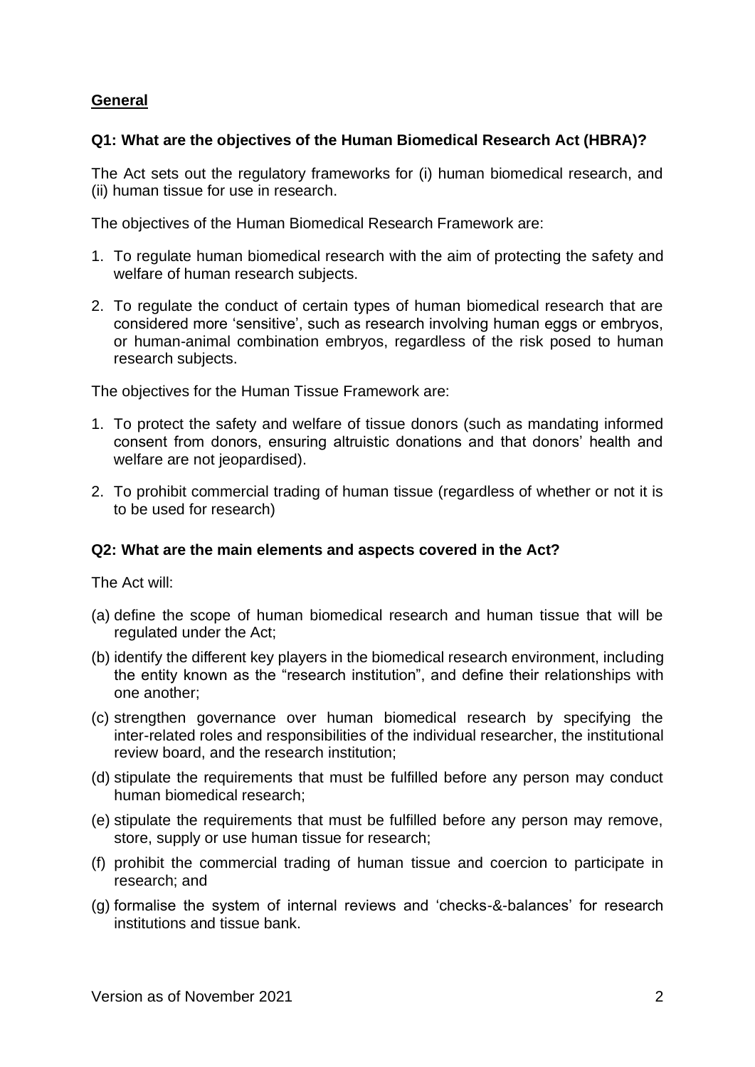## General

### Q1: What are the objectives of the Human Biomedical Research Act (HBRA)?

The Act sets out the regulatory frameworks for (i) human biomedical research, and (ii) human tissue for use in research.

The objectives of the Human Biomedical Research Framework are:

1. To regulate human biomedical research with the aim of protecting the safety and welfare of human research subjects.
2. To regulate the conduct of certain types of human biomedical research that are considered more 'sensitive', such as research involving human eggs or embryos, or human-animal combination embryos, regardless of the risk posed to human research subjects.

The objectives for the Human Tissue Framework are:

1. To protect the safety and welfare of tissue donors (such as mandating informed consent from donors, ensuring altruistic donations and that donors' health and welfare are not jeopardised).
2. To prohibit commercial trading of human tissue (regardless of whether or not it is to be used for research)

### Q2: What are the main elements and aspects covered in the Act?

The Act will:

(a) define the scope of human biomedical research and human tissue that will be regulated under the Act;

(b) identify the different key players in the biomedical research environment, including the entity known as the "research institution", and define their relationships with one another;

(c) strengthen governance over human biomedical research by specifying the inter-related roles and responsibilities of the individual researcher, the institutional review board, and the research institution;

(d) stipulate the requirements that must be fulfilled before any person may conduct human biomedical research;

(e) stipulate the requirements that must be fulfilled before any person may remove, store, supply or use human tissue for research;

(f) prohibit the commercial trading of human tissue and coercion to participate in research; and

(g) formalise the system of internal reviews and 'checks-&-balances' for research institutions and tissue bank.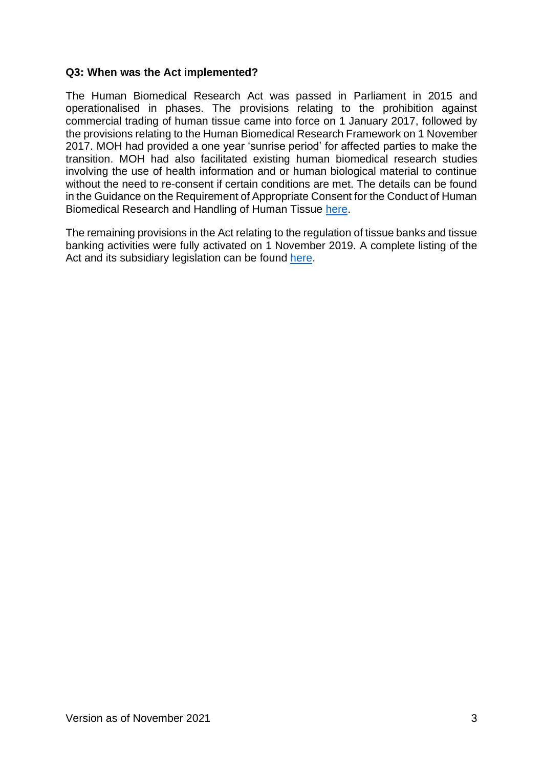**Q3: When was the Act implemented?**

The Human Biomedical Research Act was passed in Parliament in 2015 and operationalised in phases. The provisions relating to the prohibition against commercial trading of human tissue came into force on 1 January 2017, followed by the provisions relating to the Human Biomedical Research Framework on 1 November 2017. MOH had provided a one year 'sunrise period' for affected parties to make the transition. MOH had also facilitated existing human biomedical research studies involving the use of health information and or human biological material to continue without the need to re-consent if certain conditions are met. The details can be found in the Guidance on the Requirement of Appropriate Consent for the Conduct of Human Biomedical Research and Handling of Human Tissue here.

The remaining provisions in the Act relating to the regulation of tissue banks and tissue banking activities were fully activated on 1 November 2019. A complete listing of the Act and its subsidiary legislation can be found here.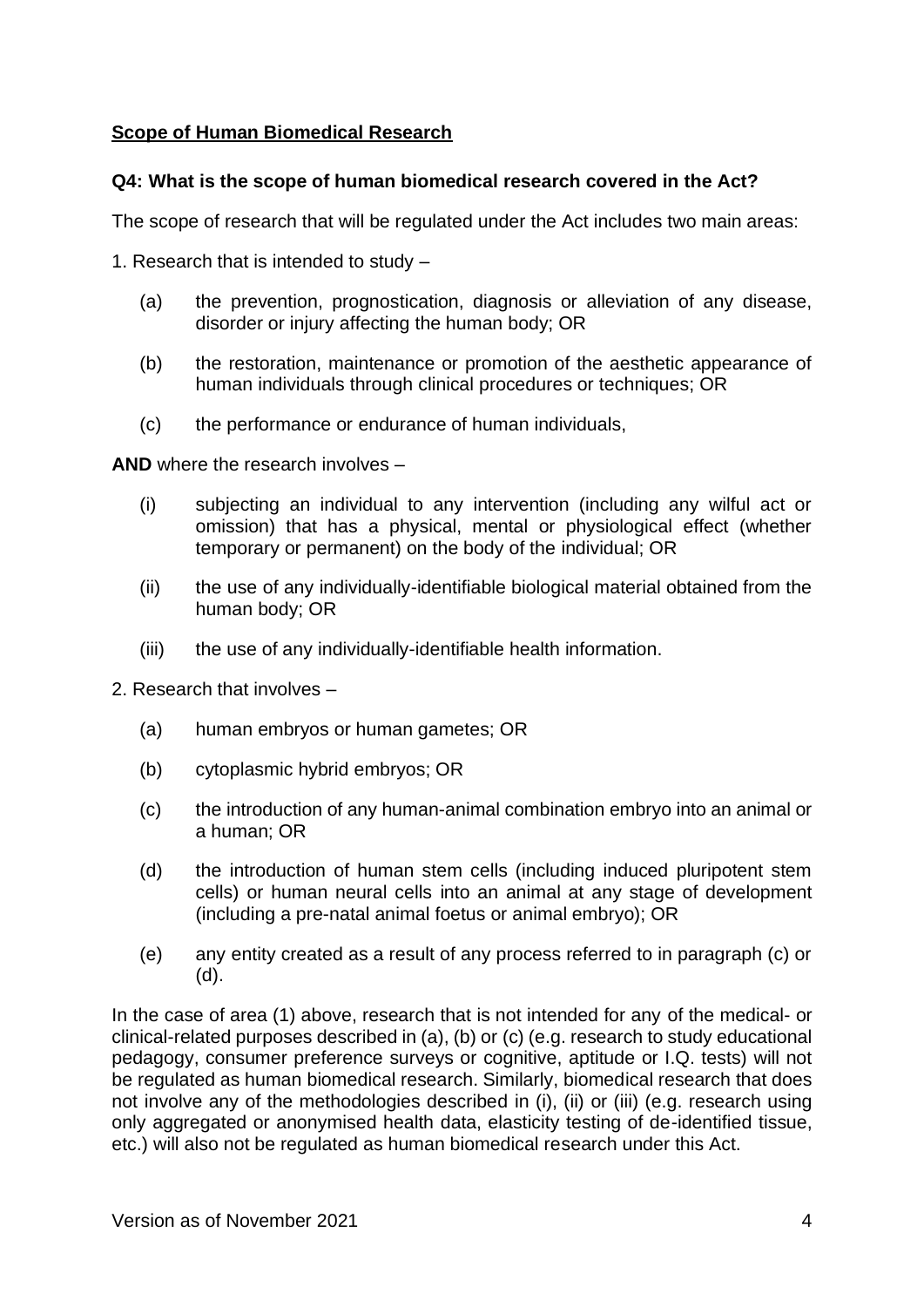**Scope of Human Biomedical Research**

**Q4: What is the scope of human biomedical research covered in the Act?**

The scope of research that will be regulated under the Act includes two main areas:

1. Research that is intended to study –

   (a) the prevention, prognostication, diagnosis or alleviation of any disease, disorder or injury affecting the human body; OR

   (b) the restoration, maintenance or promotion of the aesthetic appearance of human individuals through clinical procedures or techniques; OR

   (c) the performance or endurance of human individuals,

**AND** where the research involves –

   (i) subjecting an individual to any intervention (including any wilful act or omission) that has a physical, mental or physiological effect (whether temporary or permanent) on the body of the individual; OR

   (ii) the use of any individually-identifiable biological material obtained from the human body; OR

   (iii) the use of any individually-identifiable health information.

2. Research that involves –

   (a) human embryos or human gametes; OR

   (b) cytoplasmic hybrid embryos; OR

   (c) the introduction of any human-animal combination embryo into an animal or a human; OR

   (d) the introduction of human stem cells (including induced pluripotent stem cells) or human neural cells into an animal at any stage of development (including a pre-natal animal foetus or animal embryo); OR

   (e) any entity created as a result of any process referred to in paragraph (c) or (d).

In the case of area (1) above, research that is not intended for any of the medical- or clinical-related purposes described in (a), (b) or (c) (e.g. research to study educational pedagogy, consumer preference surveys or cognitive, aptitude or I.Q. tests) will not be regulated as human biomedical research. Similarly, biomedical research that does not involve any of the methodologies described in (i), (ii) or (iii) (e.g. research using only aggregated or anonymised health data, elasticity testing of de-identified tissue, etc.) will also not be regulated as human biomedical research under this Act.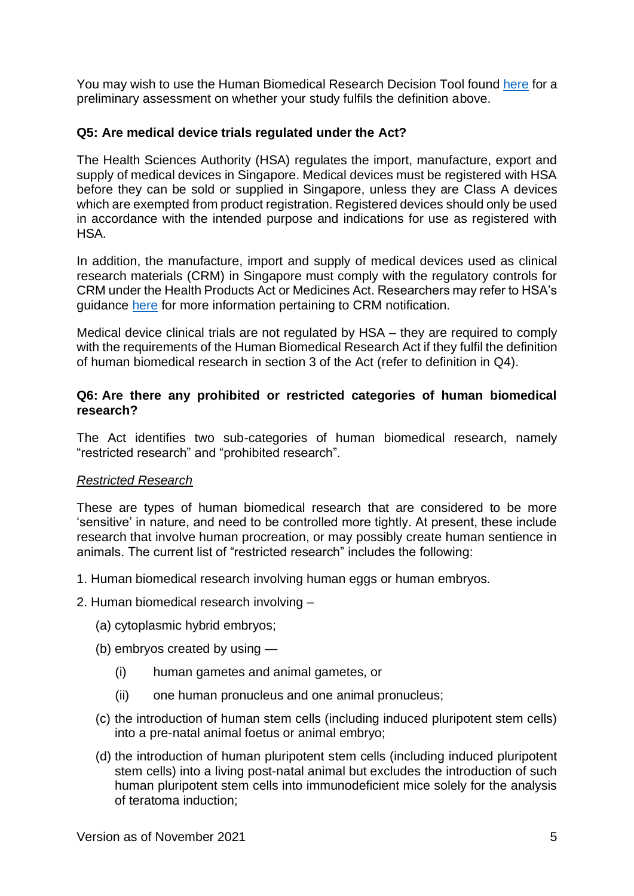You may wish to use the Human Biomedical Research Decision Tool found [here](#) for a preliminary assessment on whether your study fulfils the definition above.

**Q5: Are medical device trials regulated under the Act?**

The Health Sciences Authority (HSA) regulates the import, manufacture, export and supply of medical devices in Singapore. Medical devices must be registered with HSA before they can be sold or supplied in Singapore, unless they are Class A devices which are exempted from product registration. Registered devices should only be used in accordance with the intended purpose and indications for use as registered with HSA.

In addition, the manufacture, import and supply of medical devices used as clinical research materials (CRM) in Singapore must comply with the regulatory controls for CRM under the Health Products Act or Medicines Act. Researchers may refer to HSA's guidance [here](#) for more information pertaining to CRM notification.

Medical device clinical trials are not regulated by HSA – they are required to comply with the requirements of the Human Biomedical Research Act if they fulfil the definition of human biomedical research in section 3 of the Act (refer to definition in Q4).

**Q6: Are there any prohibited or restricted categories of human biomedical research?**

The Act identifies two sub-categories of human biomedical research, namely "restricted research" and "prohibited research".

*Restricted Research*

These are types of human biomedical research that are considered to be more 'sensitive' in nature, and need to be controlled more tightly. At present, these include research that involve human procreation, or may possibly create human sentience in animals. The current list of "restricted research" includes the following:

1. Human biomedical research involving human eggs or human embryos.
2. Human biomedical research involving –
   - (a) cytoplasmic hybrid embryos;
   - (b) embryos created by using —
     - (i) human gametes and animal gametes, or
     - (ii) one human pronucleus and one animal pronucleus;
   - (c) the introduction of human stem cells (including induced pluripotent stem cells) into a pre-natal animal foetus or animal embryo;
   - (d) the introduction of human pluripotent stem cells (including induced pluripotent stem cells) into a living post-natal animal but excludes the introduction of such human pluripotent stem cells into immunodeficient mice solely for the analysis of teratoma induction;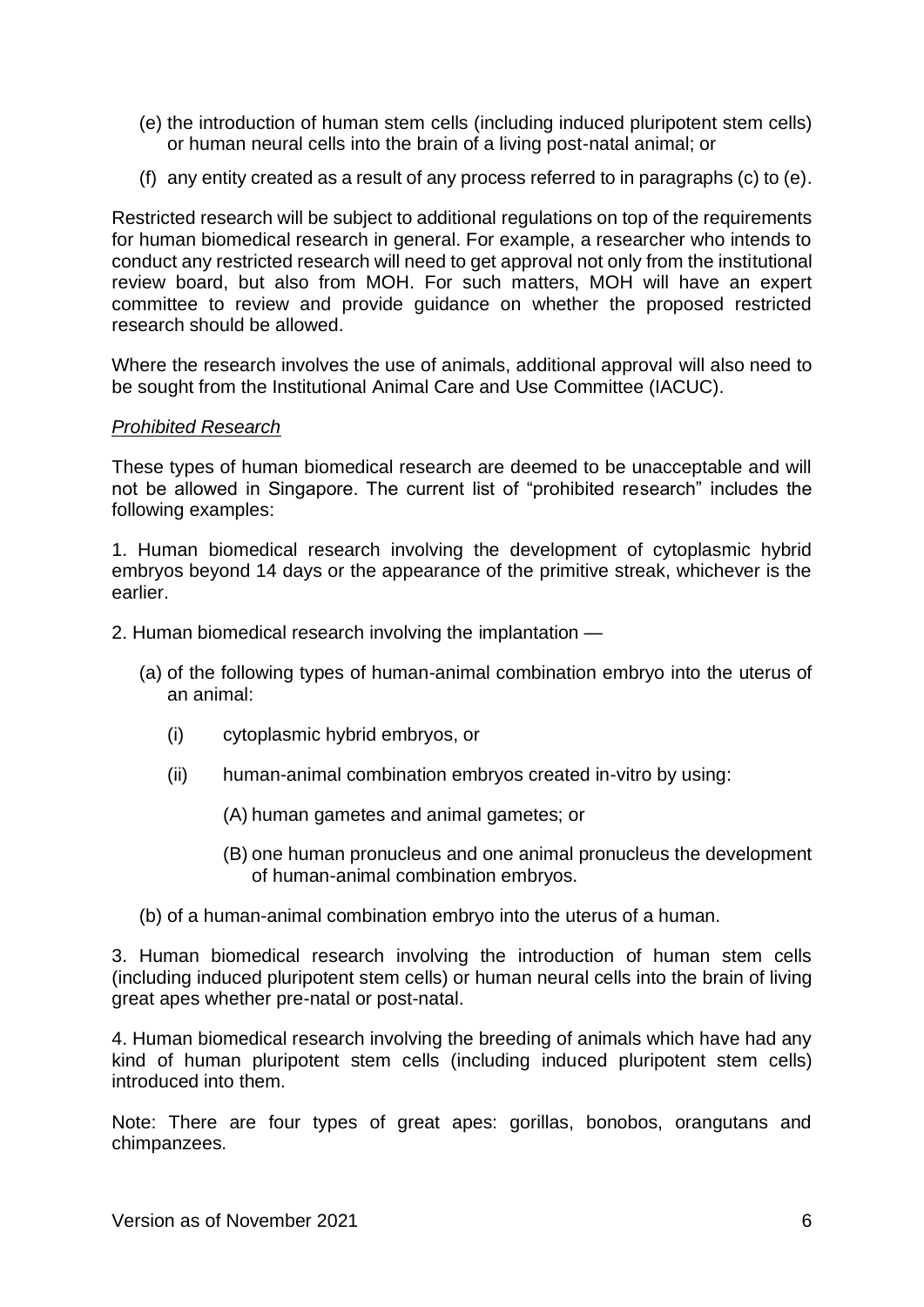(e) the introduction of human stem cells (including induced pluripotent stem cells) or human neural cells into the brain of a living post-natal animal; or

(f) any entity created as a result of any process referred to in paragraphs (c) to (e).

Restricted research will be subject to additional regulations on top of the requirements for human biomedical research in general. For example, a researcher who intends to conduct any restricted research will need to get approval not only from the institutional review board, but also from MOH. For such matters, MOH will have an expert committee to review and provide guidance on whether the proposed restricted research should be allowed.

Where the research involves the use of animals, additional approval will also need to be sought from the Institutional Animal Care and Use Committee (IACUC).

*Prohibited Research*

These types of human biomedical research are deemed to be unacceptable and will not be allowed in Singapore. The current list of "prohibited research" includes the following examples:

1. Human biomedical research involving the development of cytoplasmic hybrid embryos beyond 14 days or the appearance of the primitive streak, whichever is the earlier.

2. Human biomedical research involving the implantation —

   (a) of the following types of human-animal combination embryo into the uterus of an animal:

      (i) cytoplasmic hybrid embryos, or

      (ii) human-animal combination embryos created in-vitro by using:

         (A) human gametes and animal gametes; or

         (B) one human pronucleus and one animal pronucleus the development of human-animal combination embryos.

   (b) of a human-animal combination embryo into the uterus of a human.

3. Human biomedical research involving the introduction of human stem cells (including induced pluripotent stem cells) or human neural cells into the brain of living great apes whether pre-natal or post-natal.

4. Human biomedical research involving the breeding of animals which have had any kind of human pluripotent stem cells (including induced pluripotent stem cells) introduced into them.

Note: There are four types of great apes: gorillas, bonobos, orangutans and chimpanzees.

Version as of November 2021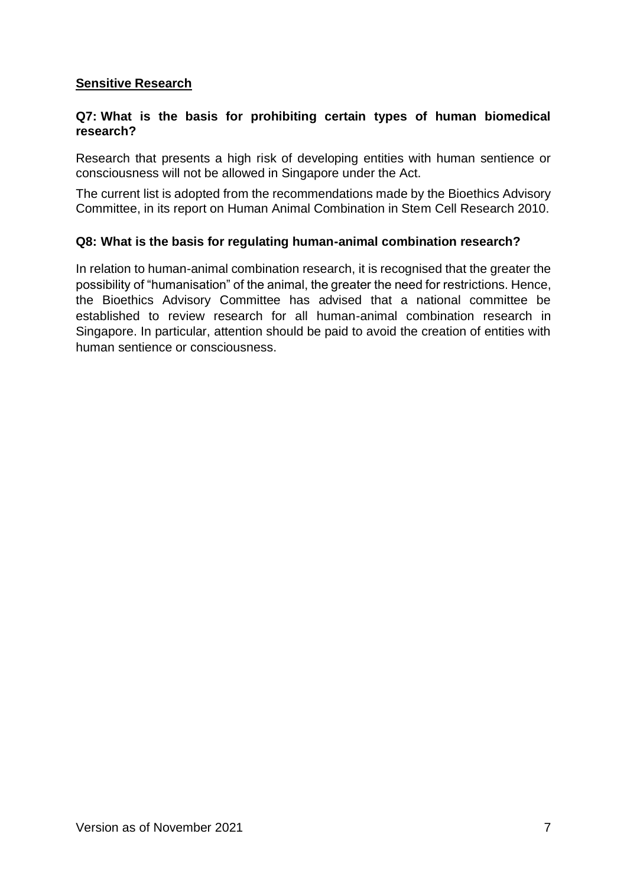## Sensitive Research

### Q7: What is the basis for prohibiting certain types of human biomedical research?

Research that presents a high risk of developing entities with human sentience or consciousness will not be allowed in Singapore under the Act.

The current list is adopted from the recommendations made by the Bioethics Advisory Committee, in its report on Human Animal Combination in Stem Cell Research 2010.

### Q8: What is the basis for regulating human-animal combination research?

In relation to human-animal combination research, it is recognised that the greater the possibility of "humanisation" of the animal, the greater the need for restrictions. Hence, the Bioethics Advisory Committee has advised that a national committee be established to review research for all human-animal combination research in Singapore. In particular, attention should be paid to avoid the creation of entities with human sentience or consciousness.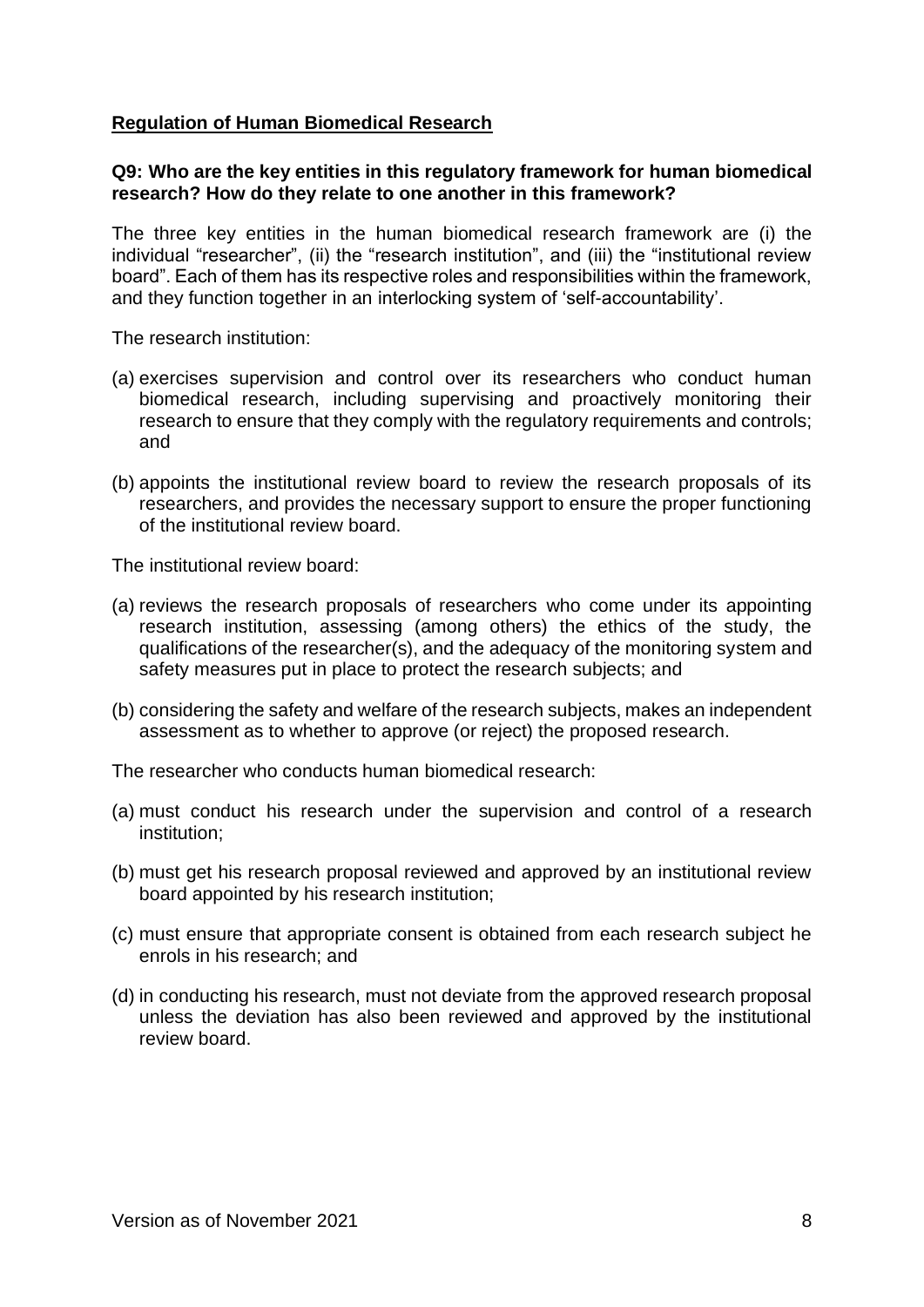**<u>Regulation of Human Biomedical Research</u>**

**Q9: Who are the key entities in this regulatory framework for human biomedical research? How do they relate to one another in this framework?**

The three key entities in the human biomedical research framework are (i) the individual "researcher", (ii) the "research institution", and (iii) the "institutional review board". Each of them has its respective roles and responsibilities within the framework, and they function together in an interlocking system of 'self-accountability'.

The research institution:

(a) exercises supervision and control over its researchers who conduct human biomedical research, including supervising and proactively monitoring their research to ensure that they comply with the regulatory requirements and controls; and

(b) appoints the institutional review board to review the research proposals of its researchers, and provides the necessary support to ensure the proper functioning of the institutional review board.

The institutional review board:

(a) reviews the research proposals of researchers who come under its appointing research institution, assessing (among others) the ethics of the study, the qualifications of the researcher(s), and the adequacy of the monitoring system and safety measures put in place to protect the research subjects; and

(b) considering the safety and welfare of the research subjects, makes an independent assessment as to whether to approve (or reject) the proposed research.

The researcher who conducts human biomedical research:

(a) must conduct his research under the supervision and control of a research institution;

(b) must get his research proposal reviewed and approved by an institutional review board appointed by his research institution;

(c) must ensure that appropriate consent is obtained from each research subject he enrols in his research; and

(d) in conducting his research, must not deviate from the approved research proposal unless the deviation has also been reviewed and approved by the institutional review board.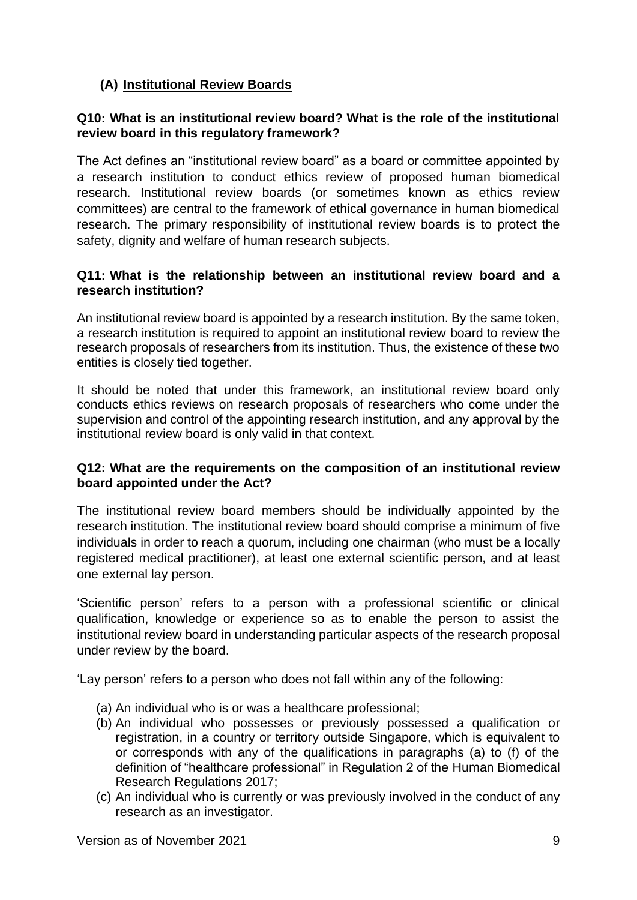## (A) Institutional Review Boards

**Q10: What is an institutional review board? What is the role of the institutional review board in this regulatory framework?**

The Act defines an "institutional review board" as a board or committee appointed by a research institution to conduct ethics review of proposed human biomedical research. Institutional review boards (or sometimes known as ethics review committees) are central to the framework of ethical governance in human biomedical research. The primary responsibility of institutional review boards is to protect the safety, dignity and welfare of human research subjects.

**Q11: What is the relationship between an institutional review board and a research institution?**

An institutional review board is appointed by a research institution. By the same token, a research institution is required to appoint an institutional review board to review the research proposals of researchers from its institution. Thus, the existence of these two entities is closely tied together.

It should be noted that under this framework, an institutional review board only conducts ethics reviews on research proposals of researchers who come under the supervision and control of the appointing research institution, and any approval by the institutional review board is only valid in that context.

**Q12: What are the requirements on the composition of an institutional review board appointed under the Act?**

The institutional review board members should be individually appointed by the research institution. The institutional review board should comprise a minimum of five individuals in order to reach a quorum, including one chairman (who must be a locally registered medical practitioner), at least one external scientific person, and at least one external lay person.

'Scientific person' refers to a person with a professional scientific or clinical qualification, knowledge or experience so as to enable the person to assist the institutional review board in understanding particular aspects of the research proposal under review by the board.

'Lay person' refers to a person who does not fall within any of the following:

(a) An individual who is or was a healthcare professional;
(b) An individual who possesses or previously possessed a qualification or registration, in a country or territory outside Singapore, which is equivalent to or corresponds with any of the qualifications in paragraphs (a) to (f) of the definition of "healthcare professional" in Regulation 2 of the Human Biomedical Research Regulations 2017;
(c) An individual who is currently or was previously involved in the conduct of any research as an investigator.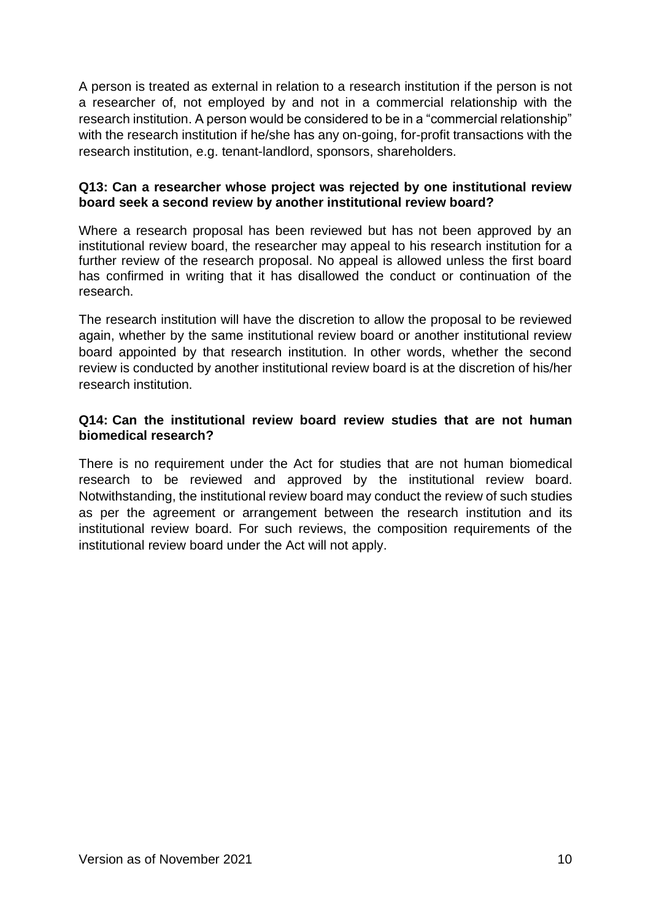A person is treated as external in relation to a research institution if the person is not a researcher of, not employed by and not in a commercial relationship with the research institution. A person would be considered to be in a "commercial relationship" with the research institution if he/she has any on-going, for-profit transactions with the research institution, e.g. tenant-landlord, sponsors, shareholders.

**Q13: Can a researcher whose project was rejected by one institutional review board seek a second review by another institutional review board?**

Where a research proposal has been reviewed but has not been approved by an institutional review board, the researcher may appeal to his research institution for a further review of the research proposal. No appeal is allowed unless the first board has confirmed in writing that it has disallowed the conduct or continuation of the research.

The research institution will have the discretion to allow the proposal to be reviewed again, whether by the same institutional review board or another institutional review board appointed by that research institution. In other words, whether the second review is conducted by another institutional review board is at the discretion of his/her research institution.

**Q14: Can the institutional review board review studies that are not human biomedical research?**

There is no requirement under the Act for studies that are not human biomedical research to be reviewed and approved by the institutional review board. Notwithstanding, the institutional review board may conduct the review of such studies as per the agreement or arrangement between the research institution and its institutional review board. For such reviews, the composition requirements of the institutional review board under the Act will not apply.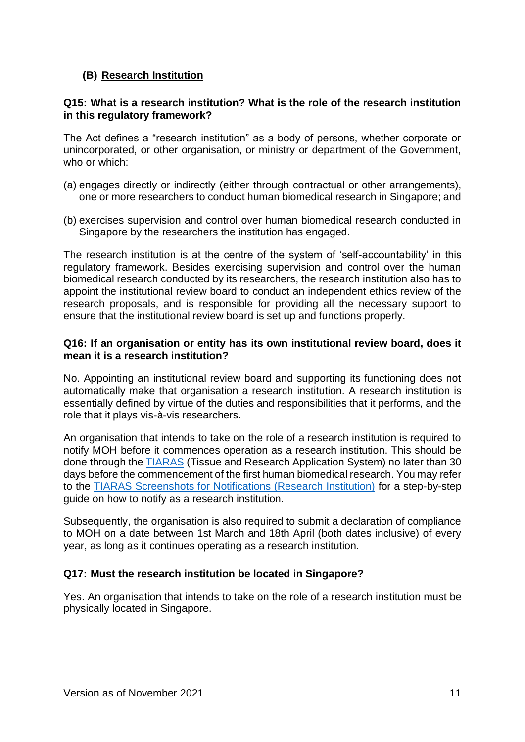## (B) Research Institution

**Q15: What is a research institution? What is the role of the research institution in this regulatory framework?**

The Act defines a "research institution" as a body of persons, whether corporate or unincorporated, or other organisation, or ministry or department of the Government, who or which:

(a) engages directly or indirectly (either through contractual or other arrangements), one or more researchers to conduct human biomedical research in Singapore; and

(b) exercises supervision and control over human biomedical research conducted in Singapore by the researchers the institution has engaged.

The research institution is at the centre of the system of 'self-accountability' in this regulatory framework. Besides exercising supervision and control over the human biomedical research conducted by its researchers, the research institution also has to appoint the institutional review board to conduct an independent ethics review of the research proposals, and is responsible for providing all the necessary support to ensure that the institutional review board is set up and functions properly.

**Q16: If an organisation or entity has its own institutional review board, does it mean it is a research institution?**

No. Appointing an institutional review board and supporting its functioning does not automatically make that organisation a research institution. A research institution is essentially defined by virtue of the duties and responsibilities that it performs, and the role that it plays vis-à-vis researchers.

An organisation that intends to take on the role of a research institution is required to notify MOH before it commences operation as a research institution. This should be done through the TIARAS (Tissue and Research Application System) no later than 30 days before the commencement of the first human biomedical research. You may refer to the TIARAS Screenshots for Notifications (Research Institution) for a step-by-step guide on how to notify as a research institution.

Subsequently, the organisation is also required to submit a declaration of compliance to MOH on a date between 1st March and 18th April (both dates inclusive) of every year, as long as it continues operating as a research institution.

**Q17: Must the research institution be located in Singapore?**

Yes. An organisation that intends to take on the role of a research institution must be physically located in Singapore.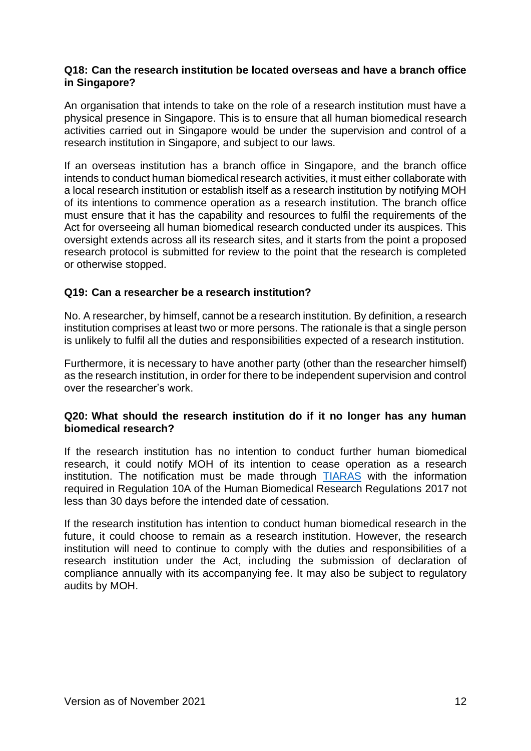**Q18: Can the research institution be located overseas and have a branch office in Singapore?**

An organisation that intends to take on the role of a research institution must have a physical presence in Singapore. This is to ensure that all human biomedical research activities carried out in Singapore would be under the supervision and control of a research institution in Singapore, and subject to our laws.

If an overseas institution has a branch office in Singapore, and the branch office intends to conduct human biomedical research activities, it must either collaborate with a local research institution or establish itself as a research institution by notifying MOH of its intentions to commence operation as a research institution. The branch office must ensure that it has the capability and resources to fulfil the requirements of the Act for overseeing all human biomedical research conducted under its auspices. This oversight extends across all its research sites, and it starts from the point a proposed research protocol is submitted for review to the point that the research is completed or otherwise stopped.

**Q19: Can a researcher be a research institution?**

No. A researcher, by himself, cannot be a research institution. By definition, a research institution comprises at least two or more persons. The rationale is that a single person is unlikely to fulfil all the duties and responsibilities expected of a research institution.

Furthermore, it is necessary to have another party (other than the researcher himself) as the research institution, in order for there to be independent supervision and control over the researcher's work.

**Q20: What should the research institution do if it no longer has any human biomedical research?**

If the research institution has no intention to conduct further human biomedical research, it could notify MOH of its intention to cease operation as a research institution. The notification must be made through TIARAS with the information required in Regulation 10A of the Human Biomedical Research Regulations 2017 not less than 30 days before the intended date of cessation.

If the research institution has intention to conduct human biomedical research in the future, it could choose to remain as a research institution. However, the research institution will need to continue to comply with the duties and responsibilities of a research institution under the Act, including the submission of declaration of compliance annually with its accompanying fee. It may also be subject to regulatory audits by MOH.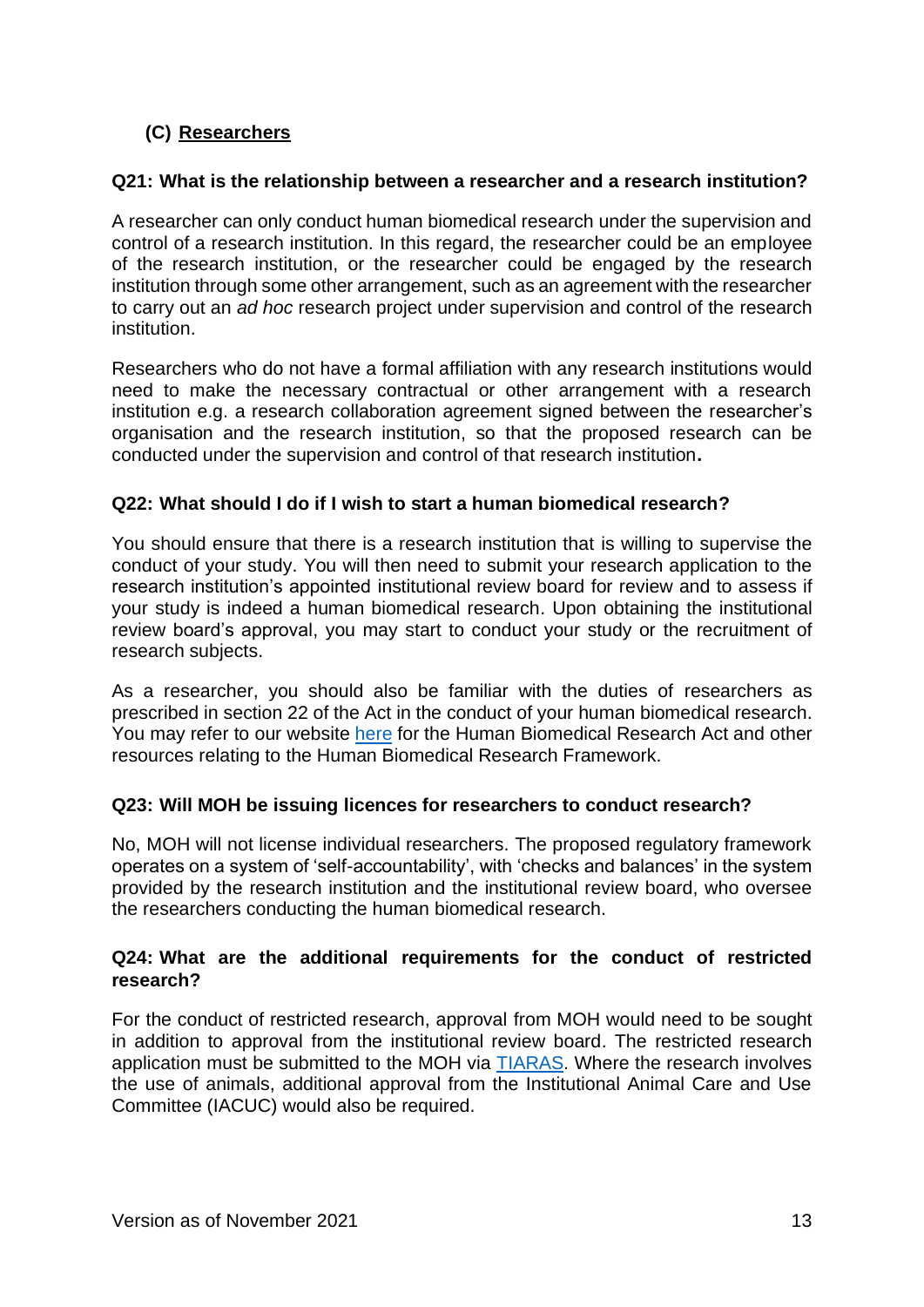## (C) <u>Researchers</u>

### Q21: What is the relationship between a researcher and a research institution?

A researcher can only conduct human biomedical research under the supervision and control of a research institution. In this regard, the researcher could be an employee of the research institution, or the researcher could be engaged by the research institution through some other arrangement, such as an agreement with the researcher to carry out an *ad hoc* research project under supervision and control of the research institution.

Researchers who do not have a formal affiliation with any research institutions would need to make the necessary contractual or other arrangement with a research institution e.g. a research collaboration agreement signed between the researcher's organisation and the research institution, so that the proposed research can be conducted under the supervision and control of that research institution.

### Q22: What should I do if I wish to start a human biomedical research?

You should ensure that there is a research institution that is willing to supervise the conduct of your study. You will then need to submit your research application to the research institution's appointed institutional review board for review and to assess if your study is indeed a human biomedical research. Upon obtaining the institutional review board's approval, you may start to conduct your study or the recruitment of research subjects.

As a researcher, you should also be familiar with the duties of researchers as prescribed in section 22 of the Act in the conduct of your human biomedical research. You may refer to our website [here] for the Human Biomedical Research Act and other resources relating to the Human Biomedical Research Framework.

### Q23: Will MOH be issuing licences for researchers to conduct research?

No, MOH will not license individual researchers. The proposed regulatory framework operates on a system of 'self-accountability', with 'checks and balances' in the system provided by the research institution and the institutional review board, who oversee the researchers conducting the human biomedical research.

### Q24: What are the additional requirements for the conduct of restricted research?

For the conduct of restricted research, approval from MOH would need to be sought in addition to approval from the institutional review board. The restricted research application must be submitted to the MOH via [TIARAS]. Where the research involves the use of animals, additional approval from the Institutional Animal Care and Use Committee (IACUC) would also be required.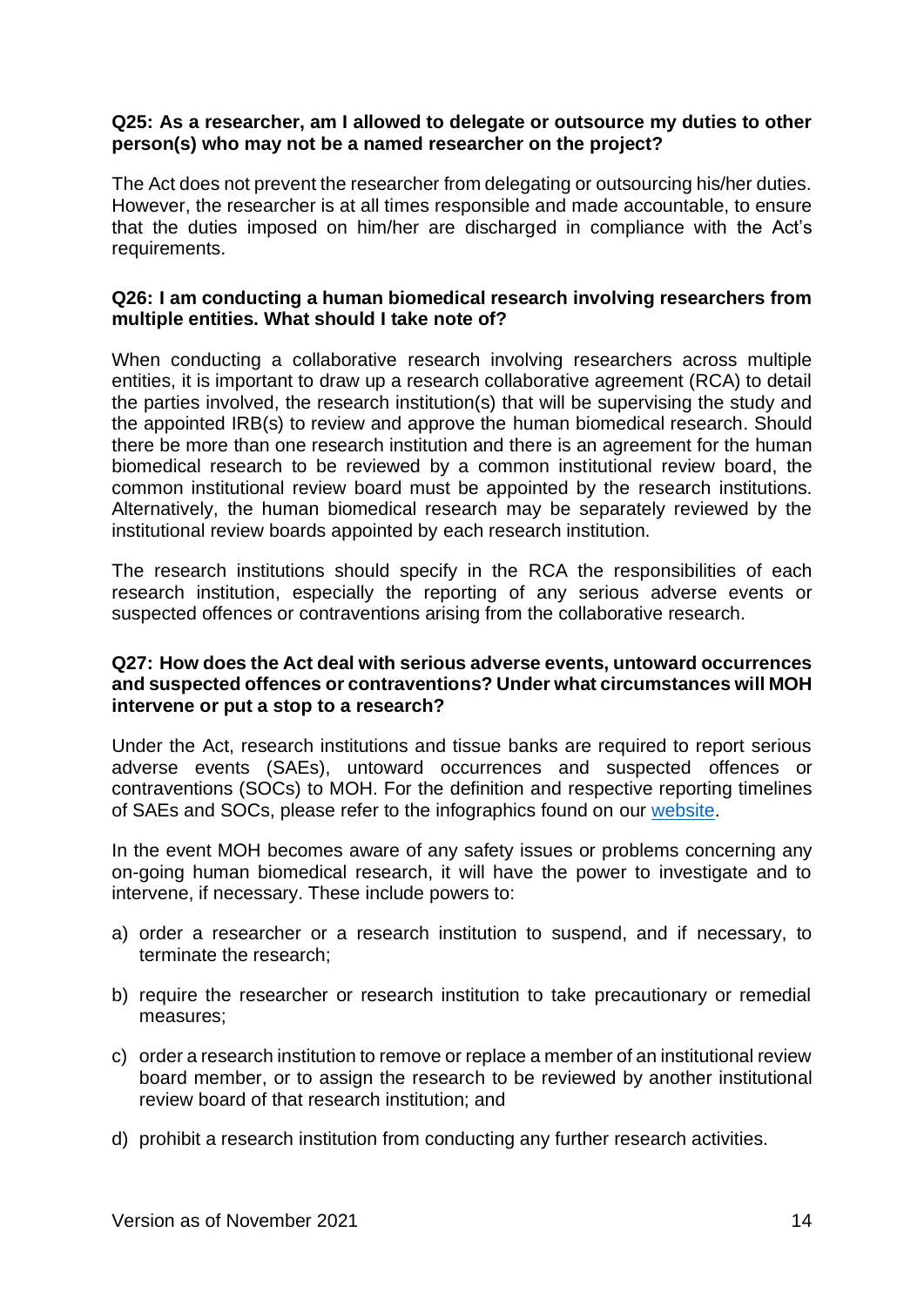**Q25: As a researcher, am I allowed to delegate or outsource my duties to other person(s) who may not be a named researcher on the project?**

The Act does not prevent the researcher from delegating or outsourcing his/her duties. However, the researcher is at all times responsible and made accountable, to ensure that the duties imposed on him/her are discharged in compliance with the Act's requirements.

**Q26: I am conducting a human biomedical research involving researchers from multiple entities. What should I take note of?**

When conducting a collaborative research involving researchers across multiple entities, it is important to draw up a research collaborative agreement (RCA) to detail the parties involved, the research institution(s) that will be supervising the study and the appointed IRB(s) to review and approve the human biomedical research. Should there be more than one research institution and there is an agreement for the human biomedical research to be reviewed by a common institutional review board, the common institutional review board must be appointed by the research institutions. Alternatively, the human biomedical research may be separately reviewed by the institutional review boards appointed by each research institution.

The research institutions should specify in the RCA the responsibilities of each research institution, especially the reporting of any serious adverse events or suspected offences or contraventions arising from the collaborative research.

**Q27: How does the Act deal with serious adverse events, untoward occurrences and suspected offences or contraventions? Under what circumstances will MOH intervene or put a stop to a research?**

Under the Act, research institutions and tissue banks are required to report serious adverse events (SAEs), untoward occurrences and suspected offences or contraventions (SOCs) to MOH. For the definition and respective reporting timelines of SAEs and SOCs, please refer to the infographics found on our website.

In the event MOH becomes aware of any safety issues or problems concerning any on-going human biomedical research, it will have the power to investigate and to intervene, if necessary. These include powers to:

a) order a researcher or a research institution to suspend, and if necessary, to terminate the research;

b) require the researcher or research institution to take precautionary or remedial measures;

c) order a research institution to remove or replace a member of an institutional review board member, or to assign the research to be reviewed by another institutional review board of that research institution; and

d) prohibit a research institution from conducting any further research activities.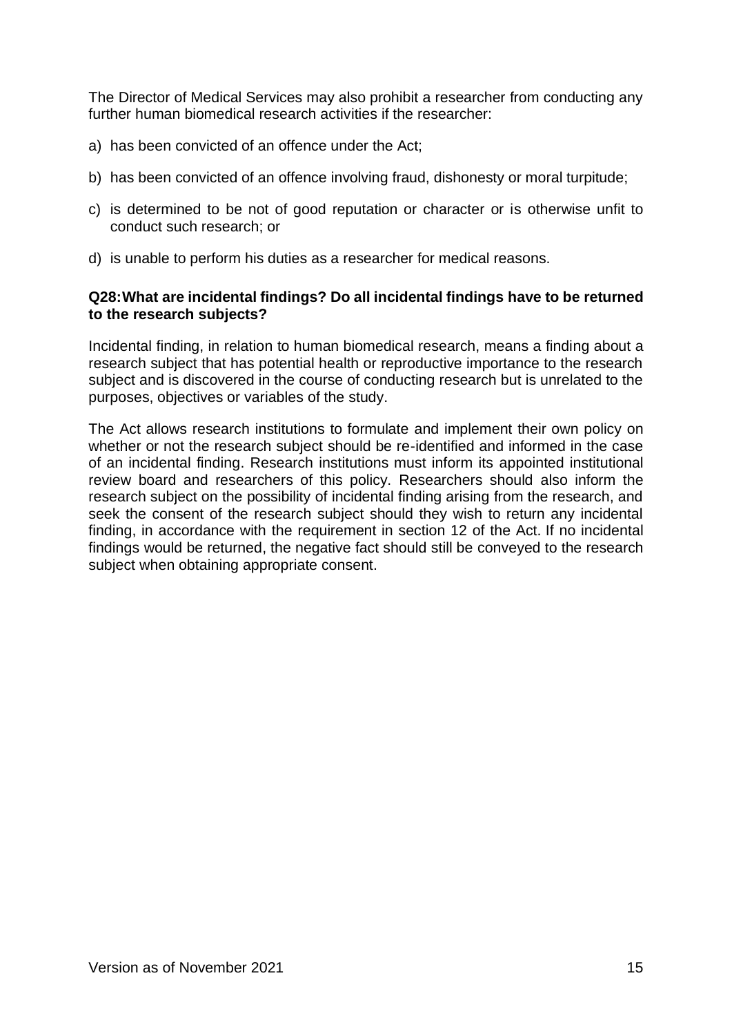The Director of Medical Services may also prohibit a researcher from conducting any further human biomedical research activities if the researcher:

a) has been convicted of an offence under the Act;

b) has been convicted of an offence involving fraud, dishonesty or moral turpitude;

c) is determined to be not of good reputation or character or is otherwise unfit to conduct such research; or

d) is unable to perform his duties as a researcher for medical reasons.

**Q28: What are incidental findings? Do all incidental findings have to be returned to the research subjects?**

Incidental finding, in relation to human biomedical research, means a finding about a research subject that has potential health or reproductive importance to the research subject and is discovered in the course of conducting research but is unrelated to the purposes, objectives or variables of the study.

The Act allows research institutions to formulate and implement their own policy on whether or not the research subject should be re-identified and informed in the case of an incidental finding. Research institutions must inform its appointed institutional review board and researchers of this policy. Researchers should also inform the research subject on the possibility of incidental finding arising from the research, and seek the consent of the research subject should they wish to return any incidental finding, in accordance with the requirement in section 12 of the Act. If no incidental findings would be returned, the negative fact should still be conveyed to the research subject when obtaining appropriate consent.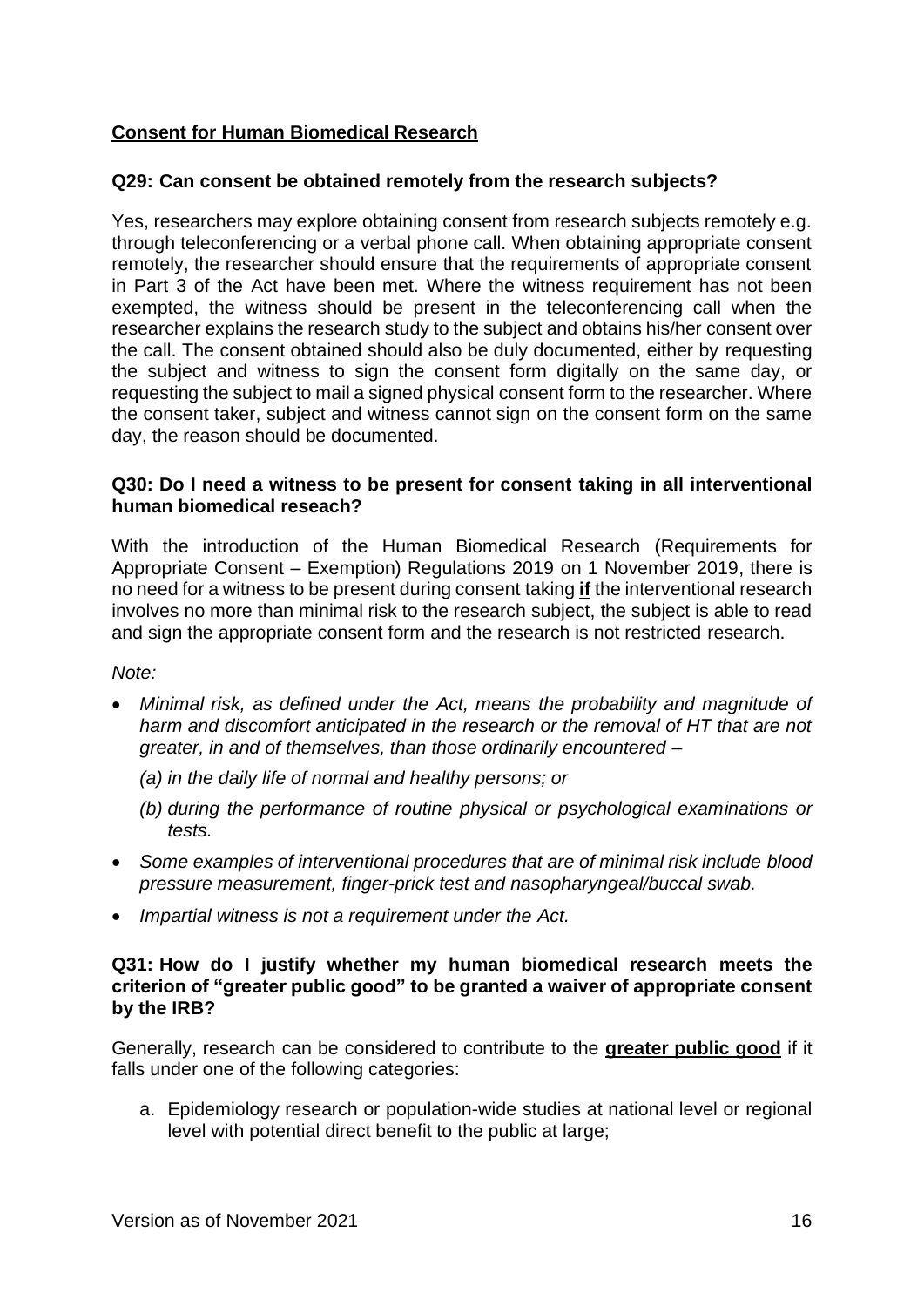## **Consent for Human Biomedical Research**

### Q29: Can consent be obtained remotely from the research subjects?

Yes, researchers may explore obtaining consent from research subjects remotely e.g. through teleconferencing or a verbal phone call. When obtaining appropriate consent remotely, the researcher should ensure that the requirements of appropriate consent in Part 3 of the Act have been met. Where the witness requirement has not been exempted, the witness should be present in the teleconferencing call when the researcher explains the research study to the subject and obtains his/her consent over the call. The consent obtained should also be duly documented, either by requesting the subject and witness to sign the consent form digitally on the same day, or requesting the subject to mail a signed physical consent form to the researcher. Where the consent taker, subject and witness cannot sign on the consent form on the same day, the reason should be documented.

### Q30: Do I need a witness to be present for consent taking in all interventional human biomedical reseach?

With the introduction of the Human Biomedical Research (Requirements for Appropriate Consent – Exemption) Regulations 2019 on 1 November 2019, there is no need for a witness to be present during consent taking **if** the interventional research involves no more than minimal risk to the research subject, the subject is able to read and sign the appropriate consent form and the research is not restricted research.

*Note:*

- *Minimal risk, as defined under the Act, means the probability and magnitude of harm and discomfort anticipated in the research or the removal of HT that are not greater, in and of themselves, than those ordinarily encountered –*
  - *(a) in the daily life of normal and healthy persons; or*
  - *(b) during the performance of routine physical or psychological examinations or tests.*
- *Some examples of interventional procedures that are of minimal risk include blood pressure measurement, finger-prick test and nasopharyngeal/buccal swab.*
- *Impartial witness is not a requirement under the Act.*

### Q31: How do I justify whether my human biomedical research meets the criterion of "greater public good" to be granted a waiver of appropriate consent by the IRB?

Generally, research can be considered to contribute to the **greater public good** if it falls under one of the following categories:

a. Epidemiology research or population-wide studies at national level or regional level with potential direct benefit to the public at large;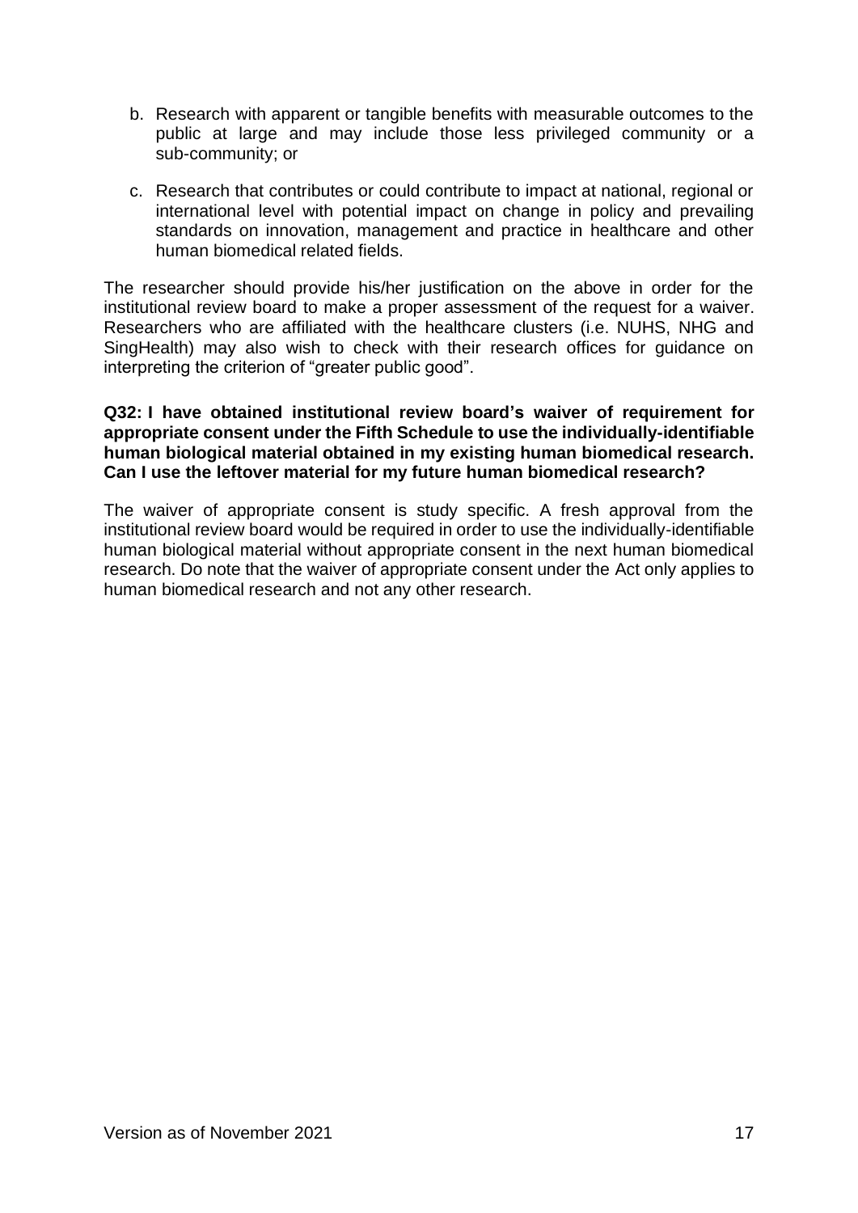b. Research with apparent or tangible benefits with measurable outcomes to the public at large and may include those less privileged community or a sub-community; or

c. Research that contributes or could contribute to impact at national, regional or international level with potential impact on change in policy and prevailing standards on innovation, management and practice in healthcare and other human biomedical related fields.

The researcher should provide his/her justification on the above in order for the institutional review board to make a proper assessment of the request for a waiver. Researchers who are affiliated with the healthcare clusters (i.e. NUHS, NHG and SingHealth) may also wish to check with their research offices for guidance on interpreting the criterion of "greater public good".

**Q32: I have obtained institutional review board's waiver of requirement for appropriate consent under the Fifth Schedule to use the individually-identifiable human biological material obtained in my existing human biomedical research. Can I use the leftover material for my future human biomedical research?**

The waiver of appropriate consent is study specific. A fresh approval from the institutional review board would be required in order to use the individually-identifiable human biological material without appropriate consent in the next human biomedical research. Do note that the waiver of appropriate consent under the Act only applies to human biomedical research and not any other research.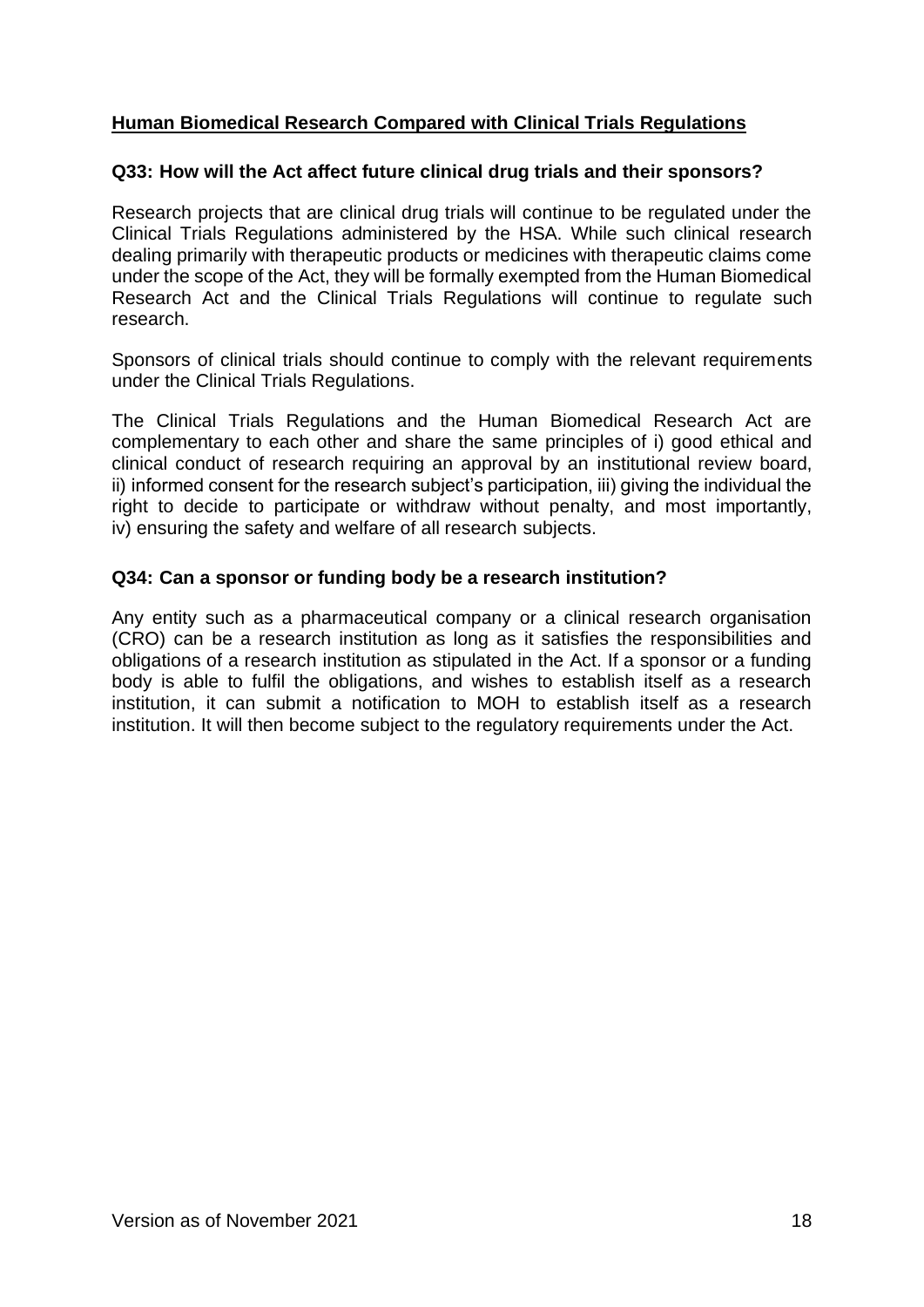## Human Biomedical Research Compared with Clinical Trials Regulations

### Q33: How will the Act affect future clinical drug trials and their sponsors?

Research projects that are clinical drug trials will continue to be regulated under the Clinical Trials Regulations administered by the HSA. While such clinical research dealing primarily with therapeutic products or medicines with therapeutic claims come under the scope of the Act, they will be formally exempted from the Human Biomedical Research Act and the Clinical Trials Regulations will continue to regulate such research.

Sponsors of clinical trials should continue to comply with the relevant requirements under the Clinical Trials Regulations.

The Clinical Trials Regulations and the Human Biomedical Research Act are complementary to each other and share the same principles of i) good ethical and clinical conduct of research requiring an approval by an institutional review board, ii) informed consent for the research subject's participation, iii) giving the individual the right to decide to participate or withdraw without penalty, and most importantly, iv) ensuring the safety and welfare of all research subjects.

### Q34: Can a sponsor or funding body be a research institution?

Any entity such as a pharmaceutical company or a clinical research organisation (CRO) can be a research institution as long as it satisfies the responsibilities and obligations of a research institution as stipulated in the Act. If a sponsor or a funding body is able to fulfil the obligations, and wishes to establish itself as a research institution, it can submit a notification to MOH to establish itself as a research institution. It will then become subject to the regulatory requirements under the Act.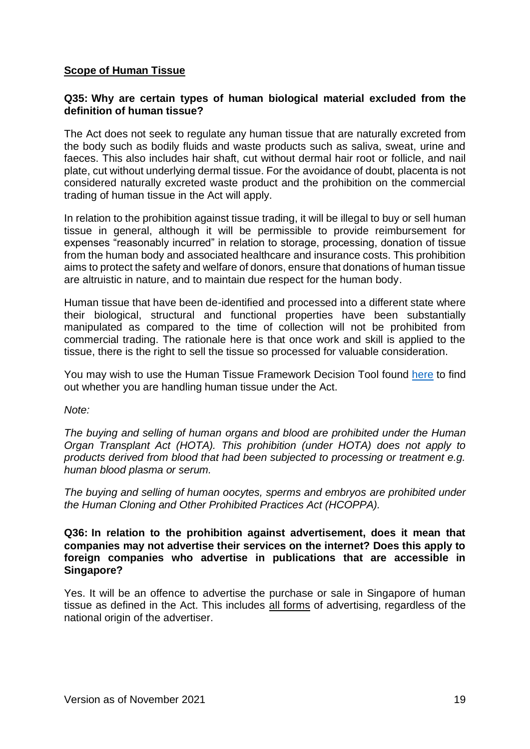**<u>Scope of Human Tissue</u>**

**Q35: Why are certain types of human biological material excluded from the definition of human tissue?**

The Act does not seek to regulate any human tissue that are naturally excreted from the body such as bodily fluids and waste products such as saliva, sweat, urine and faeces. This also includes hair shaft, cut without dermal hair root or follicle, and nail plate, cut without underlying dermal tissue. For the avoidance of doubt, placenta is not considered naturally excreted waste product and the prohibition on the commercial trading of human tissue in the Act will apply.

In relation to the prohibition against tissue trading, it will be illegal to buy or sell human tissue in general, although it will be permissible to provide reimbursement for expenses "reasonably incurred" in relation to storage, processing, donation of tissue from the human body and associated healthcare and insurance costs. This prohibition aims to protect the safety and welfare of donors, ensure that donations of human tissue are altruistic in nature, and to maintain due respect for the human body.

Human tissue that have been de-identified and processed into a different state where their biological, structural and functional properties have been substantially manipulated as compared to the time of collection will not be prohibited from commercial trading. The rationale here is that once work and skill is applied to the tissue, there is the right to sell the tissue so processed for valuable consideration.

You may wish to use the Human Tissue Framework Decision Tool found here to find out whether you are handling human tissue under the Act.

*Note:*

*The buying and selling of human organs and blood are prohibited under the Human Organ Transplant Act (HOTA). This prohibition (under HOTA) does not apply to products derived from blood that had been subjected to processing or treatment e.g. human blood plasma or serum.*

*The buying and selling of human oocytes, sperms and embryos are prohibited under the Human Cloning and Other Prohibited Practices Act (HCOPPA).*

**Q36: In relation to the prohibition against advertisement, does it mean that companies may not advertise their services on the internet? Does this apply to foreign companies who advertise in publications that are accessible in Singapore?**

Yes. It will be an offence to advertise the purchase or sale in Singapore of human tissue as defined in the Act. This includes <u>all forms</u> of advertising, regardless of the national origin of the advertiser.

Version as of November 2021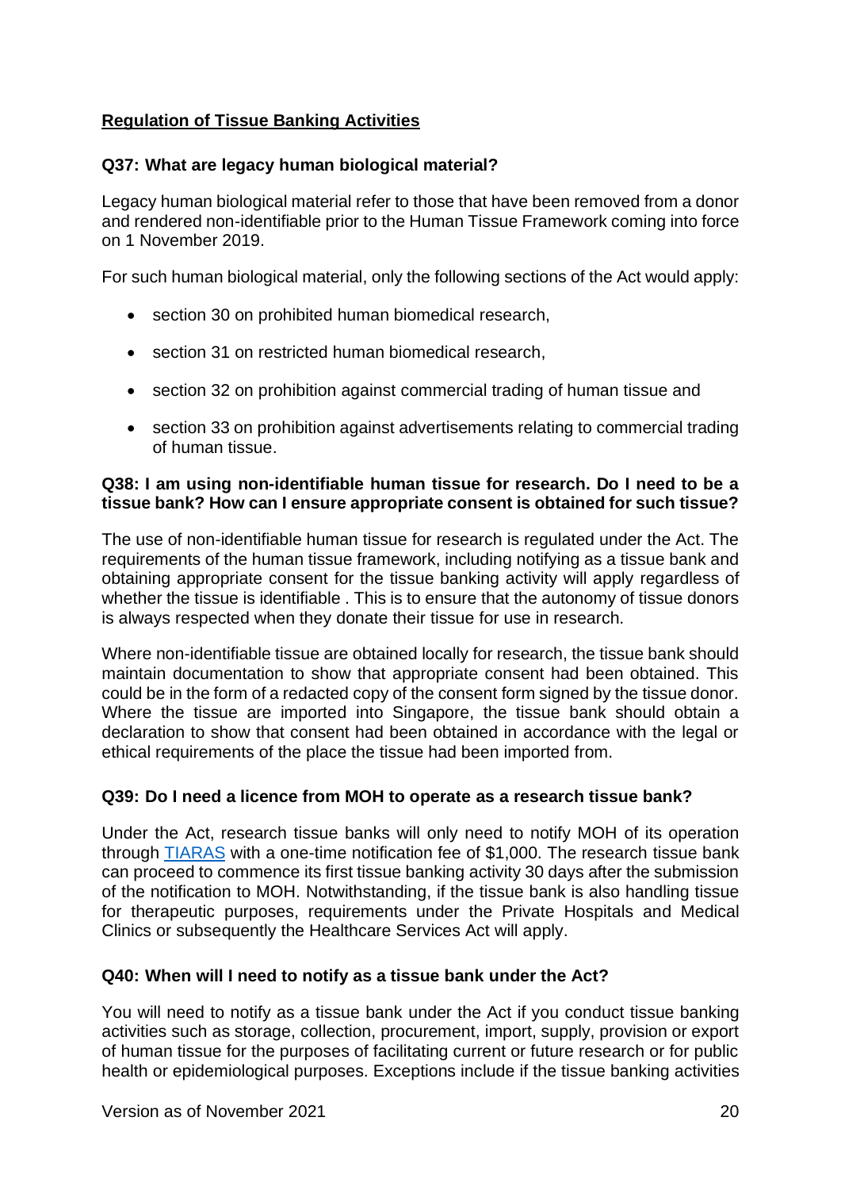## Regulation of Tissue Banking Activities

### Q37: What are legacy human biological material?

Legacy human biological material refer to those that have been removed from a donor and rendered non-identifiable prior to the Human Tissue Framework coming into force on 1 November 2019.

For such human biological material, only the following sections of the Act would apply:

- section 30 on prohibited human biomedical research,
- section 31 on restricted human biomedical research,
- section 32 on prohibition against commercial trading of human tissue and
- section 33 on prohibition against advertisements relating to commercial trading of human tissue.

### Q38: I am using non-identifiable human tissue for research. Do I need to be a tissue bank? How can I ensure appropriate consent is obtained for such tissue?

The use of non-identifiable human tissue for research is regulated under the Act. The requirements of the human tissue framework, including notifying as a tissue bank and obtaining appropriate consent for the tissue banking activity will apply regardless of whether the tissue is identifiable . This is to ensure that the autonomy of tissue donors is always respected when they donate their tissue for use in research.

Where non-identifiable tissue are obtained locally for research, the tissue bank should maintain documentation to show that appropriate consent had been obtained. This could be in the form of a redacted copy of the consent form signed by the tissue donor. Where the tissue are imported into Singapore, the tissue bank should obtain a declaration to show that consent had been obtained in accordance with the legal or ethical requirements of the place the tissue had been imported from.

### Q39: Do I need a licence from MOH to operate as a research tissue bank?

Under the Act, research tissue banks will only need to notify MOH of its operation through TIARAS with a one-time notification fee of $1,000. The research tissue bank can proceed to commence its first tissue banking activity 30 days after the submission of the notification to MOH. Notwithstanding, if the tissue bank is also handling tissue for therapeutic purposes, requirements under the Private Hospitals and Medical Clinics or subsequently the Healthcare Services Act will apply.

### Q40: When will I need to notify as a tissue bank under the Act?

You will need to notify as a tissue bank under the Act if you conduct tissue banking activities such as storage, collection, procurement, import, supply, provision or export of human tissue for the purposes of facilitating current or future research or for public health or epidemiological purposes. Exceptions include if the tissue banking activities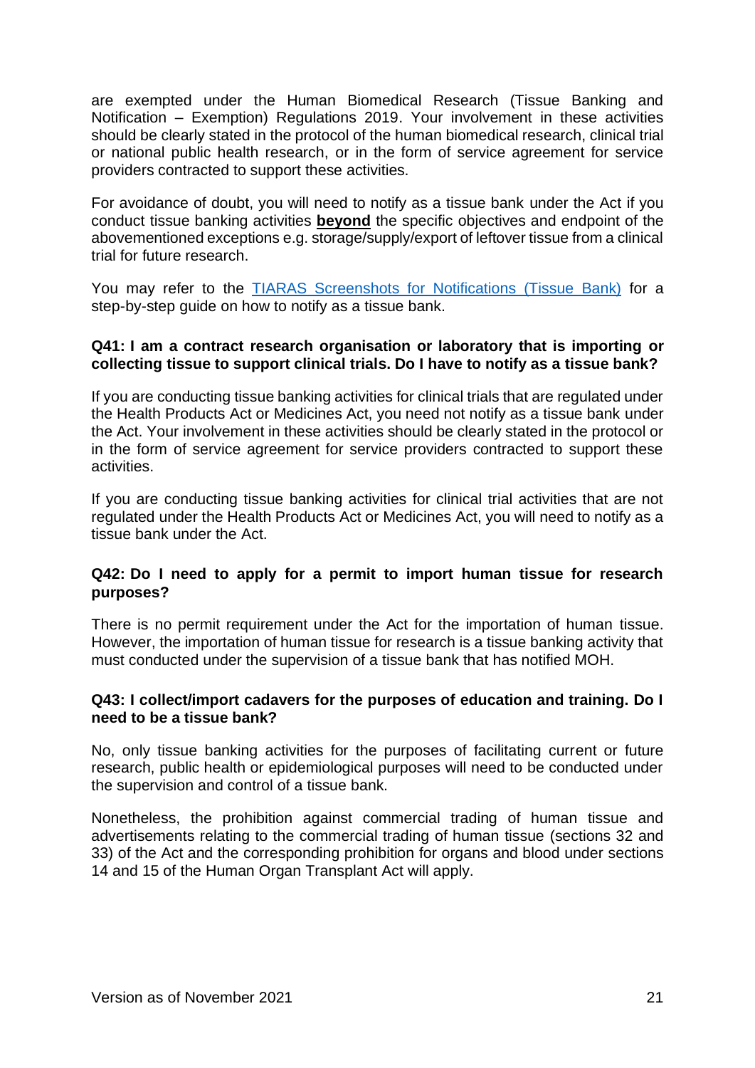are exempted under the Human Biomedical Research (Tissue Banking and Notification – Exemption) Regulations 2019. Your involvement in these activities should be clearly stated in the protocol of the human biomedical research, clinical trial or national public health research, or in the form of service agreement for service providers contracted to support these activities.

For avoidance of doubt, you will need to notify as a tissue bank under the Act if you conduct tissue banking activities **beyond** the specific objectives and endpoint of the abovementioned exceptions e.g. storage/supply/export of leftover tissue from a clinical trial for future research.

You may refer to the TIARAS Screenshots for Notifications (Tissue Bank) for a step-by-step guide on how to notify as a tissue bank.

**Q41: I am a contract research organisation or laboratory that is importing or collecting tissue to support clinical trials. Do I have to notify as a tissue bank?**

If you are conducting tissue banking activities for clinical trials that are regulated under the Health Products Act or Medicines Act, you need not notify as a tissue bank under the Act. Your involvement in these activities should be clearly stated in the protocol or in the form of service agreement for service providers contracted to support these activities.

If you are conducting tissue banking activities for clinical trial activities that are not regulated under the Health Products Act or Medicines Act, you will need to notify as a tissue bank under the Act.

**Q42: Do I need to apply for a permit to import human tissue for research purposes?**

There is no permit requirement under the Act for the importation of human tissue. However, the importation of human tissue for research is a tissue banking activity that must conducted under the supervision of a tissue bank that has notified MOH.

**Q43: I collect/import cadavers for the purposes of education and training. Do I need to be a tissue bank?**

No, only tissue banking activities for the purposes of facilitating current or future research, public health or epidemiological purposes will need to be conducted under the supervision and control of a tissue bank.

Nonetheless, the prohibition against commercial trading of human tissue and advertisements relating to the commercial trading of human tissue (sections 32 and 33) of the Act and the corresponding prohibition for organs and blood under sections 14 and 15 of the Human Organ Transplant Act will apply.

Version as of November 2021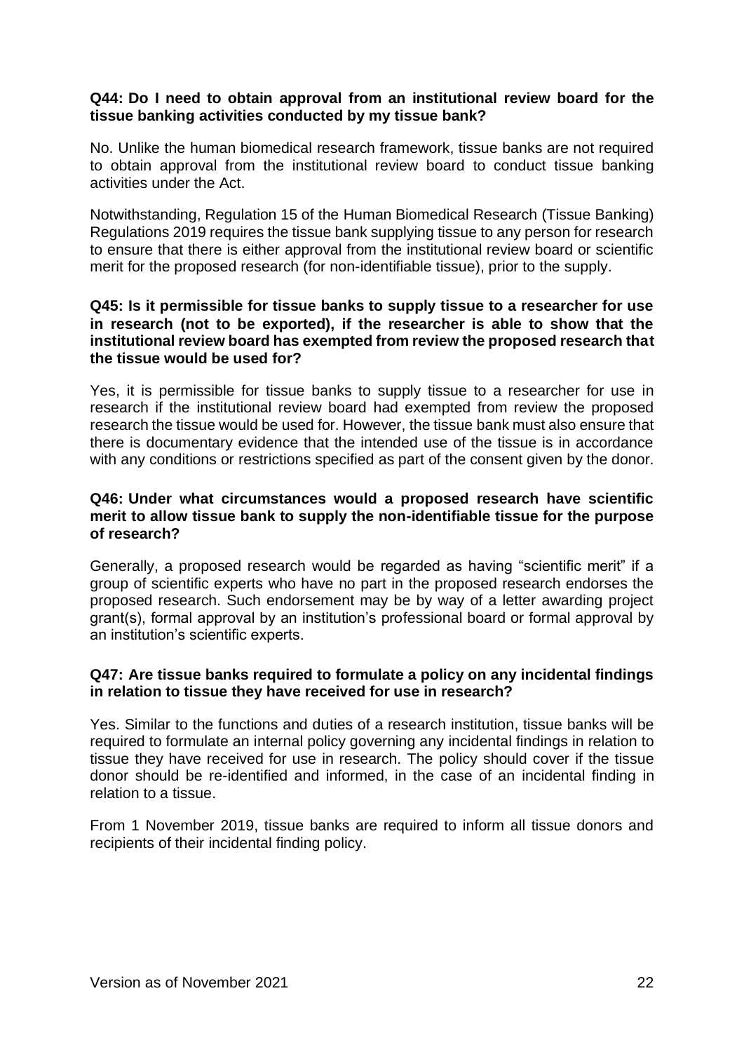**Q44: Do I need to obtain approval from an institutional review board for the tissue banking activities conducted by my tissue bank?**

No. Unlike the human biomedical research framework, tissue banks are not required to obtain approval from the institutional review board to conduct tissue banking activities under the Act.

Notwithstanding, Regulation 15 of the Human Biomedical Research (Tissue Banking) Regulations 2019 requires the tissue bank supplying tissue to any person for research to ensure that there is either approval from the institutional review board or scientific merit for the proposed research (for non-identifiable tissue), prior to the supply.

**Q45: Is it permissible for tissue banks to supply tissue to a researcher for use in research (not to be exported), if the researcher is able to show that the institutional review board has exempted from review the proposed research that the tissue would be used for?**

Yes, it is permissible for tissue banks to supply tissue to a researcher for use in research if the institutional review board had exempted from review the proposed research the tissue would be used for. However, the tissue bank must also ensure that there is documentary evidence that the intended use of the tissue is in accordance with any conditions or restrictions specified as part of the consent given by the donor.

**Q46: Under what circumstances would a proposed research have scientific merit to allow tissue bank to supply the non-identifiable tissue for the purpose of research?**

Generally, a proposed research would be regarded as having "scientific merit" if a group of scientific experts who have no part in the proposed research endorses the proposed research. Such endorsement may be by way of a letter awarding project grant(s), formal approval by an institution's professional board or formal approval by an institution's scientific experts.

**Q47: Are tissue banks required to formulate a policy on any incidental findings in relation to tissue they have received for use in research?**

Yes. Similar to the functions and duties of a research institution, tissue banks will be required to formulate an internal policy governing any incidental findings in relation to tissue they have received for use in research. The policy should cover if the tissue donor should be re-identified and informed, in the case of an incidental finding in relation to a tissue.

From 1 November 2019, tissue banks are required to inform all tissue donors and recipients of their incidental finding policy.

Version as of November 2021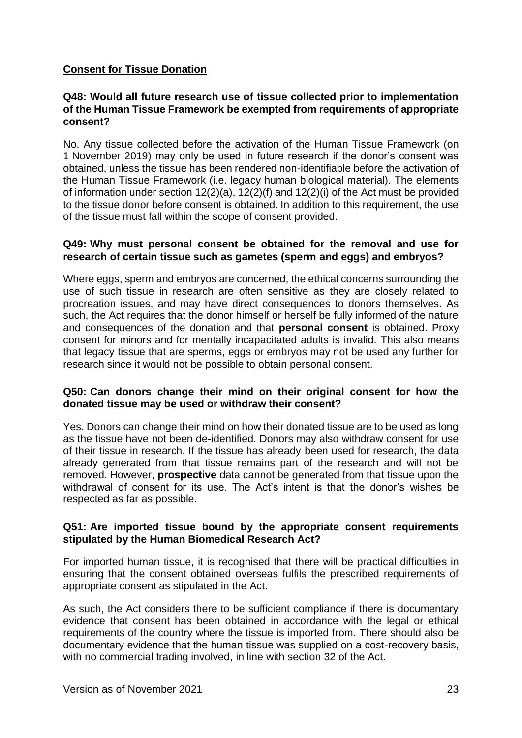## Consent for Tissue Donation

### Q48: Would all future research use of tissue collected prior to implementation of the Human Tissue Framework be exempted from requirements of appropriate consent?

No. Any tissue collected before the activation of the Human Tissue Framework (on 1 November 2019) may only be used in future research if the donor's consent was obtained, unless the tissue has been rendered non-identifiable before the activation of the Human Tissue Framework (i.e. legacy human biological material). The elements of information under section 12(2)(a), 12(2)(f) and 12(2)(i) of the Act must be provided to the tissue donor before consent is obtained. In addition to this requirement, the use of the tissue must fall within the scope of consent provided.

### Q49: Why must personal consent be obtained for the removal and use for research of certain tissue such as gametes (sperm and eggs) and embryos?

Where eggs, sperm and embryos are concerned, the ethical concerns surrounding the use of such tissue in research are often sensitive as they are closely related to procreation issues, and may have direct consequences to donors themselves. As such, the Act requires that the donor himself or herself be fully informed of the nature and consequences of the donation and that **personal consent** is obtained. Proxy consent for minors and for mentally incapacitated adults is invalid. This also means that legacy tissue that are sperms, eggs or embryos may not be used any further for research since it would not be possible to obtain personal consent.

### Q50: Can donors change their mind on their original consent for how the donated tissue may be used or withdraw their consent?

Yes. Donors can change their mind on how their donated tissue are to be used as long as the tissue have not been de-identified. Donors may also withdraw consent for use of their tissue in research. If the tissue has already been used for research, the data already generated from that tissue remains part of the research and will not be removed. However, **prospective** data cannot be generated from that tissue upon the withdrawal of consent for its use. The Act's intent is that the donor's wishes be respected as far as possible.

### Q51: Are imported tissue bound by the appropriate consent requirements stipulated by the Human Biomedical Research Act?

For imported human tissue, it is recognised that there will be practical difficulties in ensuring that the consent obtained overseas fulfils the prescribed requirements of appropriate consent as stipulated in the Act.

As such, the Act considers there to be sufficient compliance if there is documentary evidence that consent has been obtained in accordance with the legal or ethical requirements of the country where the tissue is imported from. There should also be documentary evidence that the human tissue was supplied on a cost-recovery basis, with no commercial trading involved, in line with section 32 of the Act.

Version as of November 2021